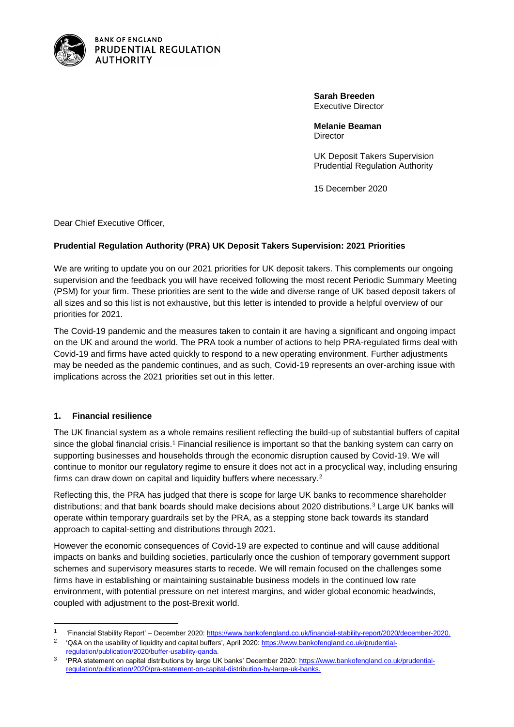BANK OF ENGLAND
PRUDENTIAL REGULATION AUTHORITY

**Sarah Breeden**
Executive Director

**Melanie Beaman**
Director

UK Deposit Takers Supervision
Prudential Regulation Authority

15 December 2020

Dear Chief Executive Officer,

**Prudential Regulation Authority (PRA) UK Deposit Takers Supervision: 2021 Priorities**

We are writing to update you on our 2021 priorities for UK deposit takers. This complements our ongoing supervision and the feedback you will have received following the most recent Periodic Summary Meeting (PSM) for your firm. These priorities are sent to the wide and diverse range of UK based deposit takers of all sizes and so this list is not exhaustive, but this letter is intended to provide a helpful overview of our priorities for 2021.

The Covid-19 pandemic and the measures taken to contain it are having a significant and ongoing impact on the UK and around the world. The PRA took a number of actions to help PRA-regulated firms deal with Covid-19 and firms have acted quickly to respond to a new operating environment. Further adjustments may be needed as the pandemic continues, and as such, Covid-19 represents an over-arching issue with implications across the 2021 priorities set out in this letter.

## 1. Financial resilience

The UK financial system as a whole remains resilient reflecting the build-up of substantial buffers of capital since the global financial crisis.[1] Financial resilience is important so that the banking system can carry on supporting businesses and households through the economic disruption caused by Covid-19. We will continue to monitor our regulatory regime to ensure it does not act in a procyclical way, including ensuring firms can draw down on capital and liquidity buffers where necessary.[2]

Reflecting this, the PRA has judged that there is scope for large UK banks to recommence shareholder distributions; and that bank boards should make decisions about 2020 distributions.[3] Large UK banks will operate within temporary guardrails set by the PRA, as a stepping stone back towards its standard approach to capital-setting and distributions through 2021.

However the economic consequences of Covid-19 are expected to continue and will cause additional impacts on banks and building societies, particularly once the cushion of temporary government support schemes and supervisory measures starts to recede. We will remain focused on the challenges some firms have in establishing or maintaining sustainable business models in the continued low rate environment, with potential pressure on net interest margins, and wider global economic headwinds, coupled with adjustment to the post-Brexit world.

---

[1] 'Financial Stability Report' – December 2020: https://www.bankofengland.co.uk/financial-stability-report/2020/december-2020.

[2] 'Q&A on the usability of liquidity and capital buffers', April 2020: https://www.bankofengland.co.uk/prudential-regulation/publication/2020/buffer-usability-qanda.

[3] 'PRA statement on capital distributions by large UK banks' December 2020: https://www.bankofengland.co.uk/prudential-regulation/publication/2020/pra-statement-on-capital-distribution-by-large-uk-banks.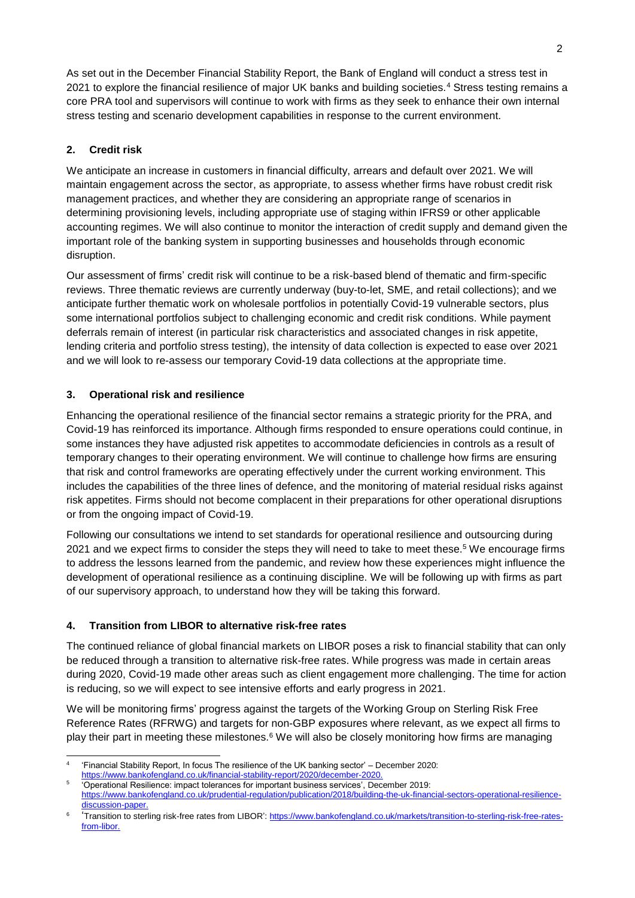As set out in the December Financial Stability Report, the Bank of England will conduct a stress test in 2021 to explore the financial resilience of major UK banks and building societies.[4] Stress testing remains a core PRA tool and supervisors will continue to work with firms as they seek to enhance their own internal stress testing and scenario development capabilities in response to the current environment.

## 2. Credit risk

We anticipate an increase in customers in financial difficulty, arrears and default over 2021. We will maintain engagement across the sector, as appropriate, to assess whether firms have robust credit risk management practices, and whether they are considering an appropriate range of scenarios in determining provisioning levels, including appropriate use of staging within IFRS9 or other applicable accounting regimes. We will also continue to monitor the interaction of credit supply and demand given the important role of the banking system in supporting businesses and households through economic disruption.

Our assessment of firms' credit risk will continue to be a risk-based blend of thematic and firm-specific reviews. Three thematic reviews are currently underway (buy-to-let, SME, and retail collections); and we anticipate further thematic work on wholesale portfolios in potentially Covid-19 vulnerable sectors, plus some international portfolios subject to challenging economic and credit risk conditions. While payment deferrals remain of interest (in particular risk characteristics and associated changes in risk appetite, lending criteria and portfolio stress testing), the intensity of data collection is expected to ease over 2021 and we will look to re-assess our temporary Covid-19 data collections at the appropriate time.

## 3. Operational risk and resilience

Enhancing the operational resilience of the financial sector remains a strategic priority for the PRA, and Covid-19 has reinforced its importance. Although firms responded to ensure operations could continue, in some instances they have adjusted risk appetites to accommodate deficiencies in controls as a result of temporary changes to their operating environment. We will continue to challenge how firms are ensuring that risk and control frameworks are operating effectively under the current working environment. This includes the capabilities of the three lines of defence, and the monitoring of material residual risks against risk appetites. Firms should not become complacent in their preparations for other operational disruptions or from the ongoing impact of Covid-19.

Following our consultations we intend to set standards for operational resilience and outsourcing during 2021 and we expect firms to consider the steps they will need to take to meet these.[5] We encourage firms to address the lessons learned from the pandemic, and review how these experiences might influence the development of operational resilience as a continuing discipline. We will be following up with firms as part of our supervisory approach, to understand how they will be taking this forward.

## 4. Transition from LIBOR to alternative risk-free rates

The continued reliance of global financial markets on LIBOR poses a risk to financial stability that can only be reduced through a transition to alternative risk-free rates. While progress was made in certain areas during 2020, Covid-19 made other areas such as client engagement more challenging. The time for action is reducing, so we will expect to see intensive efforts and early progress in 2021.

We will be monitoring firms' progress against the targets of the Working Group on Sterling Risk Free Reference Rates (RFRWG) and targets for non-GBP exposures where relevant, as we expect all firms to play their part in meeting these milestones.[6] We will also be closely monitoring how firms are managing

---

[4] 'Financial Stability Report, In focus The resilience of the UK banking sector' – December 2020: https://www.bankofengland.co.uk/financial-stability-report/2020/december-2020.

[5] 'Operational Resilience: impact tolerances for important business services', December 2019: https://www.bankofengland.co.uk/prudential-regulation/publication/2018/building-the-uk-financial-sectors-operational-resilience-discussion-paper.

[6] 'Transition to sterling risk-free rates from LIBOR': https://www.bankofengland.co.uk/markets/transition-to-sterling-risk-free-rates-from-libor.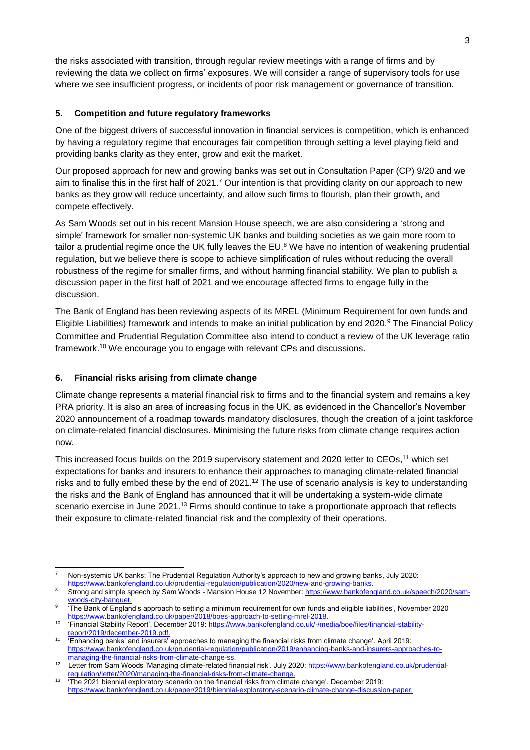the risks associated with transition, through regular review meetings with a range of firms and by reviewing the data we collect on firms' exposures. We will consider a range of supervisory tools for use where we see insufficient progress, or incidents of poor risk management or governance of transition.

### 5. Competition and future regulatory frameworks

One of the biggest drivers of successful innovation in financial services is competition, which is enhanced by having a regulatory regime that encourages fair competition through setting a level playing field and providing banks clarity as they enter, grow and exit the market.

Our proposed approach for new and growing banks was set out in Consultation Paper (CP) 9/20 and we aim to finalise this in the first half of 2021.[7] Our intention is that providing clarity on our approach to new banks as they grow will reduce uncertainty, and allow such firms to flourish, plan their growth, and compete effectively.

As Sam Woods set out in his recent Mansion House speech, we are also considering a 'strong and simple' framework for smaller non-systemic UK banks and building societies as we gain more room to tailor a prudential regime once the UK fully leaves the EU.[8] We have no intention of weakening prudential regulation, but we believe there is scope to achieve simplification of rules without reducing the overall robustness of the regime for smaller firms, and without harming financial stability. We plan to publish a discussion paper in the first half of 2021 and we encourage affected firms to engage fully in the discussion.

The Bank of England has been reviewing aspects of its MREL (Minimum Requirement for own funds and Eligible Liabilities) framework and intends to make an initial publication by end 2020.[9] The Financial Policy Committee and Prudential Regulation Committee also intend to conduct a review of the UK leverage ratio framework.[10] We encourage you to engage with relevant CPs and discussions.

### 6. Financial risks arising from climate change

Climate change represents a material financial risk to firms and to the financial system and remains a key PRA priority. It is also an area of increasing focus in the UK, as evidenced in the Chancellor's November 2020 announcement of a roadmap towards mandatory disclosures, though the creation of a joint taskforce on climate-related financial disclosures. Minimising the future risks from climate change requires action now.

This increased focus builds on the 2019 supervisory statement and 2020 letter to CEOs,[11] which set expectations for banks and insurers to enhance their approaches to managing climate-related financial risks and to fully embed these by the end of 2021.[12] The use of scenario analysis is key to understanding the risks and the Bank of England has announced that it will be undertaking a system-wide climate scenario exercise in June 2021.[13] Firms should continue to take a proportionate approach that reflects their exposure to climate-related financial risk and the complexity of their operations.

---

[7] Non-systemic UK banks: The Prudential Regulation Authority's approach to new and growing banks, July 2020: https://www.bankofengland.co.uk/prudential-regulation/publication/2020/new-and-growing-banks.

[8] Strong and simple speech by Sam Woods - Mansion House 12 November: https://www.bankofengland.co.uk/speech/2020/sam-woods-city-banquet.

[9] 'The Bank of England's approach to setting a minimum requirement for own funds and eligible liabilities', November 2020 https://www.bankofengland.co.uk/paper/2018/boes-approach-to-setting-mrel-2018.

[10] 'Financial Stability Report', December 2019: https://www.bankofengland.co.uk/-/media/boe/files/financial-stability-report/2019/december-2019.pdf.

[11] 'Enhancing banks' and insurers' approaches to managing the financial risks from climate change'. April 2019: https://www.bankofengland.co.uk/prudential-regulation/publication/2019/enhancing-banks-and-insurers-approaches-to-managing-the-financial-risks-from-climate-change-ss.

[12] Letter from Sam Woods 'Managing climate-related financial risk'. July 2020: https://www.bankofengland.co.uk/prudential-regulation/letter/2020/managing-the-financial-risks-from-climate-change.

[13] 'The 2021 biennial exploratory scenario on the financial risks from climate change'. December 2019: https://www.bankofengland.co.uk/paper/2019/biennial-exploratory-scenario-climate-change-discussion-paper.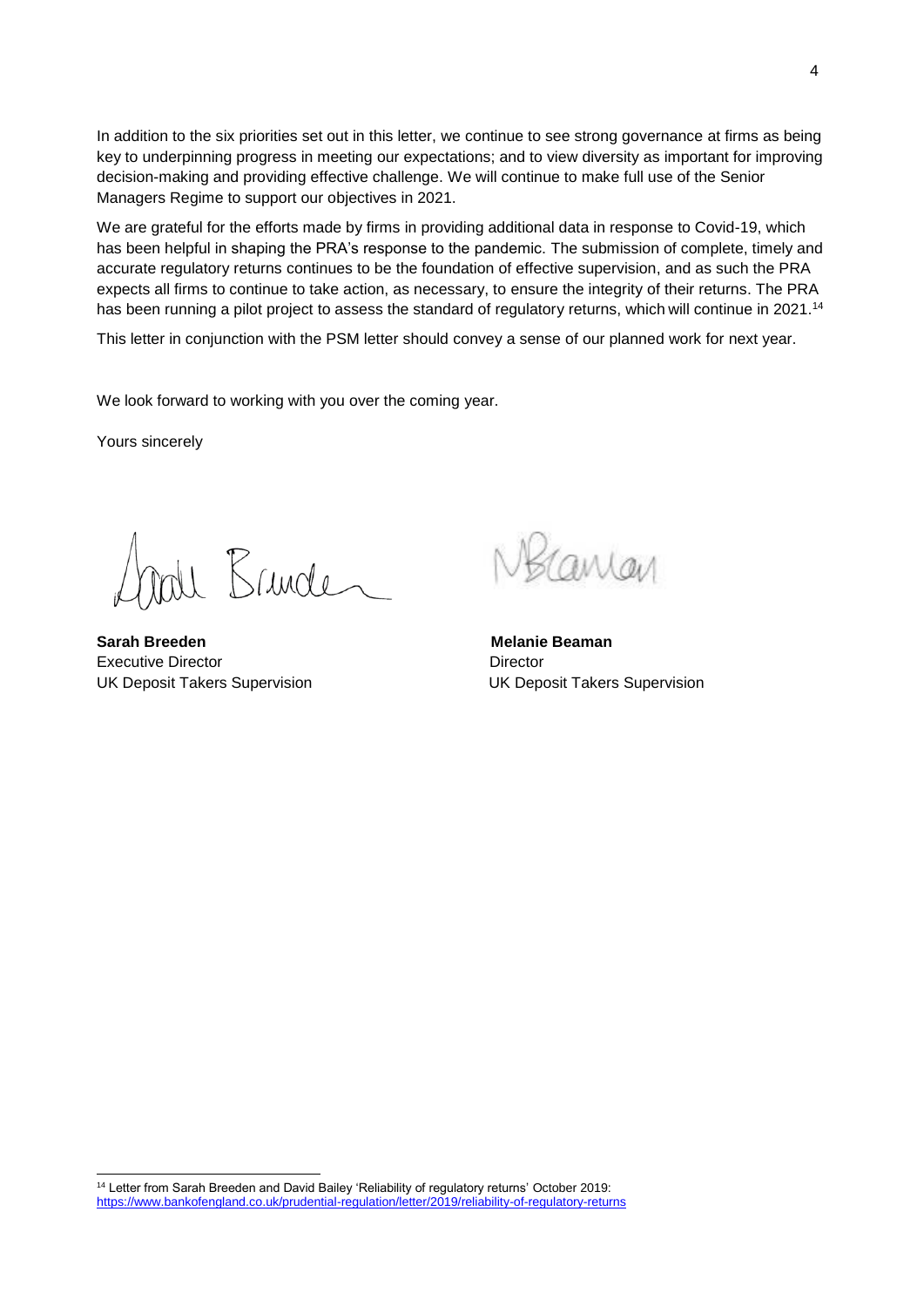In addition to the six priorities set out in this letter, we continue to see strong governance at firms as being key to underpinning progress in meeting our expectations; and to view diversity as important for improving decision-making and providing effective challenge. We will continue to make full use of the Senior Managers Regime to support our objectives in 2021.

We are grateful for the efforts made by firms in providing additional data in response to Covid-19, which has been helpful in shaping the PRA's response to the pandemic. The submission of complete, timely and accurate regulatory returns continues to be the foundation of effective supervision, and as such the PRA expects all firms to continue to take action, as necessary, to ensure the integrity of their returns. The PRA has been running a pilot project to assess the standard of regulatory returns, which will continue in 2021.[14]

This letter in conjunction with the PSM letter should convey a sense of our planned work for next year.

We look forward to working with you over the coming year.

Yours sincerely

**Sarah Breeden**
Executive Director
UK Deposit Takers Supervision

**Melanie Beaman**
Director
UK Deposit Takers Supervision

[14] Letter from Sarah Breeden and David Bailey 'Reliability of regulatory returns' October 2019: https://www.bankofengland.co.uk/prudential-regulation/letter/2019/reliability-of-regulatory-returns